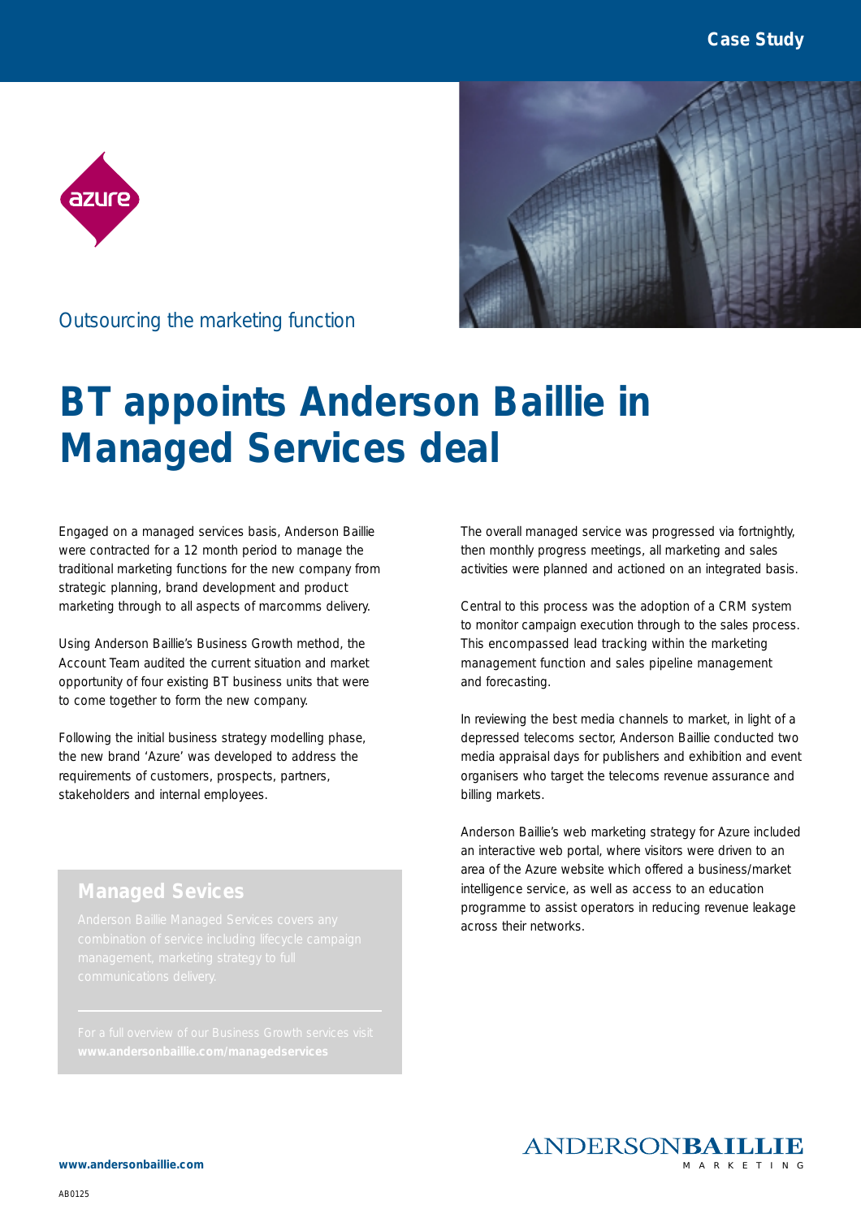Case Study

azure

Outsourcing the marketing function

# BT appoints Anderson Baillie in Managed Services deal

Engaged on a managed services basis, Anderson Baillie were contracted for a 12 month period to manage the traditional marketing functions for the new company from strategic planning, brand development and product marketing through to all aspects of marcomms delivery.

Using Anderson Baillie's Business Growth method, the Account Team audited the current situation and market opportunity of four existing BT business units that were to come together to form the new company.

Following the initial business strategy modelling phase, the new brand 'Azure' was developed to address the requirements of customers, prospects, partners, stakeholders and internal employees.

## Managed Sevices

Anderson Baillie Managed Services covers any combination of service including lifecycle campaign management, marketing strategy to full communications delivery.

For a full overview of our Business Growth services visit **www.andersonbaillie.com/managedservices**

The overall managed service was progressed via fortnightly, then monthly progress meetings, all marketing and sales activities were planned and actioned on an integrated basis.

Central to this process was the adoption of a CRM system to monitor campaign execution through to the sales process. This encompassed lead tracking within the marketing management function and sales pipeline management and forecasting.

In reviewing the best media channels to market, in light of a depressed telecoms sector, Anderson Baillie conducted two media appraisal days for publishers and exhibition and event organisers who target the telecoms revenue assurance and billing markets.

Anderson Baillie's web marketing strategy for Azure included an interactive web portal, where visitors were driven to an area of the Azure website which offered a business/market intelligence service, as well as access to an education programme to assist operators in reducing revenue leakage across their networks.

ANDERSON**BAILLIE** MARKETING

**www.andersonbaillie.com**

AB0125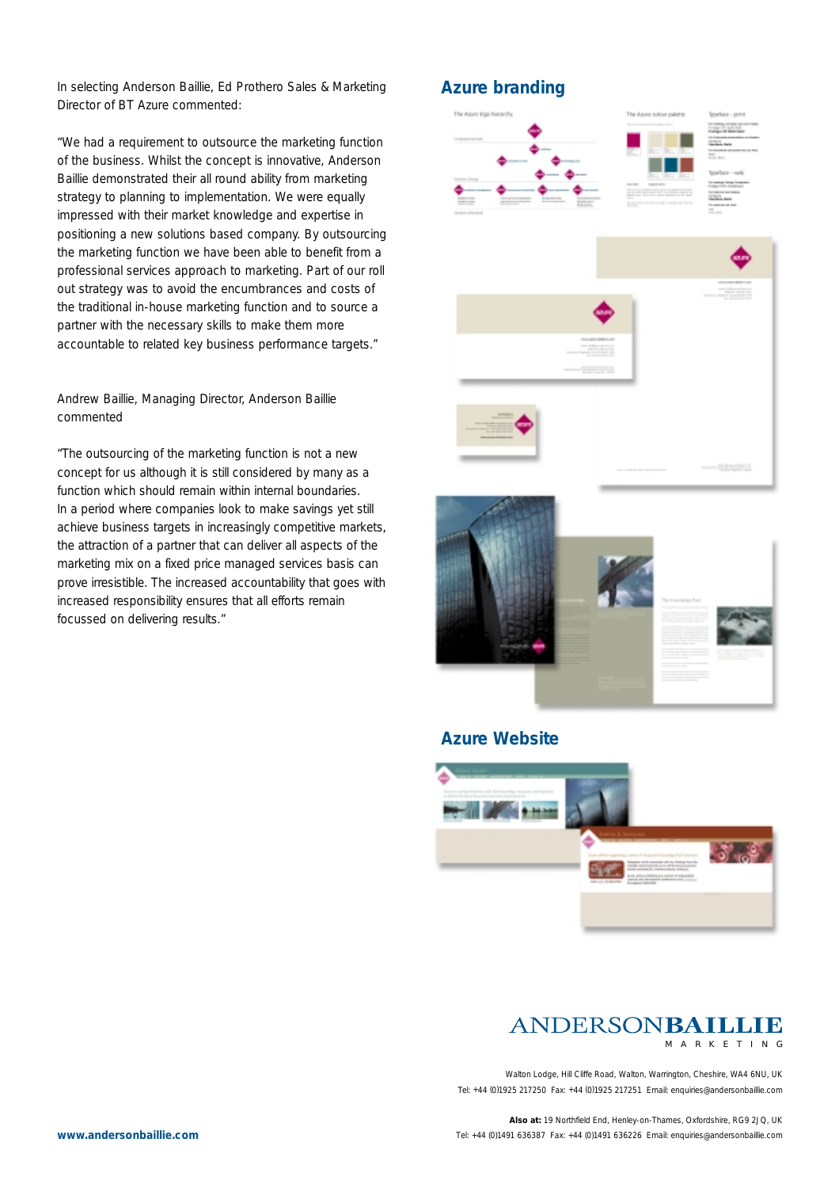In selecting Anderson Baillie, Ed Prothero Sales & Marketing Director of BT Azure commented:

"We had a requirement to outsource the marketing function of the business. Whilst the concept is innovative, Anderson Baillie demonstrated their all round ability from marketing strategy to planning to implementation. We were equally impressed with their market knowledge and expertise in positioning a new solutions based company. By outsourcing the marketing function we have been able to benefit from a professional services approach to marketing. Part of our roll out strategy was to avoid the encumbrances and costs of the traditional in-house marketing function and to source a partner with the necessary skills to make them more accountable to related key business performance targets."

Andrew Baillie, Managing Director, Anderson Baillie commented

"The outsourcing of the marketing function is not a new concept for us although it is still considered by many as a function which should remain within internal boundaries. In a period where companies look to make savings yet still achieve business targets in increasingly competitive markets, the attraction of a partner that can deliver all aspects of the marketing mix on a fixed price managed services basis can prove irresistible. The increased accountability that goes with increased responsibility ensures that all efforts remain focussed on delivering results."

## Azure branding

## Azure Website

ANDERSONBAILLIE
MARKETING

Walton Lodge, Hill Cliffe Road, Walton, Warrington, Cheshire, WA4 6NU, UK
Tel: +44 (0)1925 217250 Fax: +44 (0)1925 217251 Email: enquiries@andersonbaillie.com

**Also at:** 19 Northfield End, Henley-on-Thames, Oxfordshire, RG9 2JQ, UK
Tel: +44 (0)1491 636387 Fax: +44 (0)1491 636226 Email: enquiries@andersonbaillie.com

**www.andersonbaillie.com**